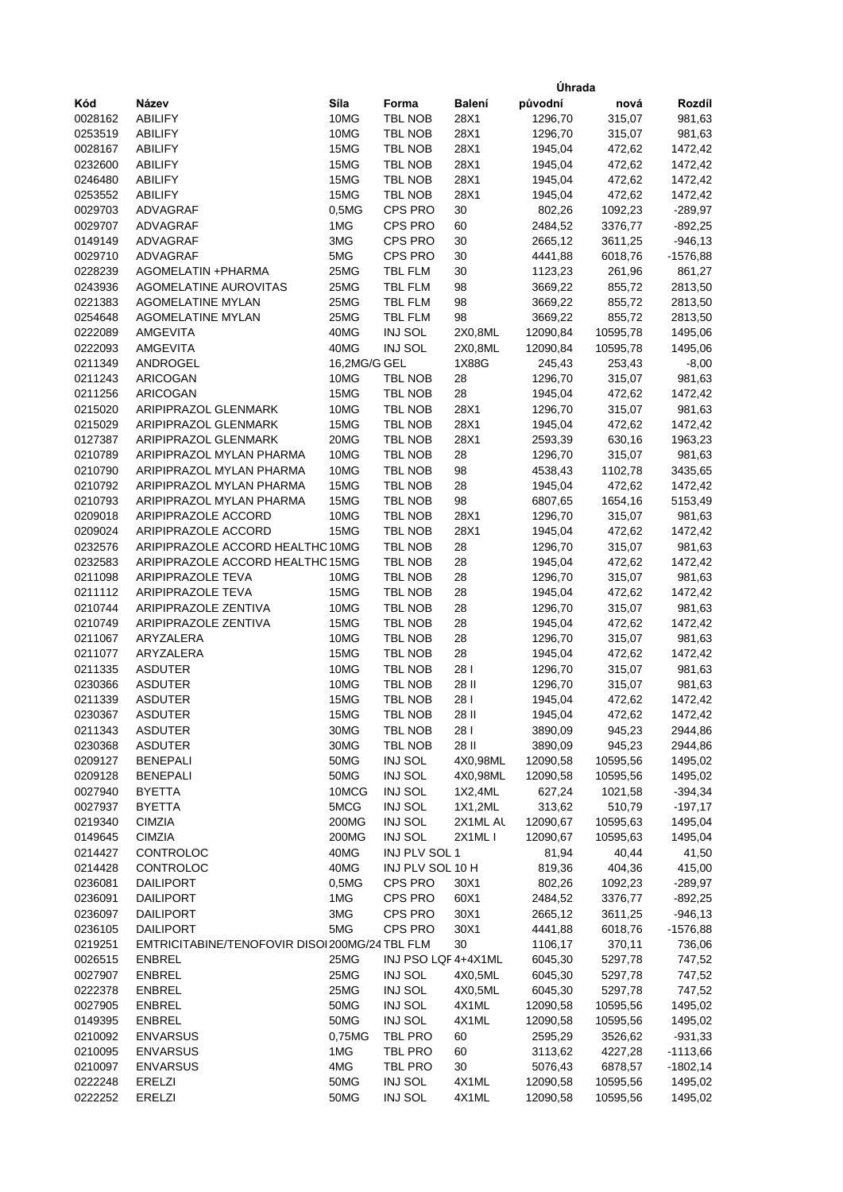| Kód | Název | Síla | Forma | Balení | Úhrada původní | Úhrada nová | Rozdíl |
|---|---|---|---|---|---|---|---|
| 0028162 | ABILIFY | 10MG | TBL NOB | 28X1 | 1296,70 | 315,07 | 981,63 |
| 0253519 | ABILIFY | 10MG | TBL NOB | 28X1 | 1296,70 | 315,07 | 981,63 |
| 0028167 | ABILIFY | 15MG | TBL NOB | 28X1 | 1945,04 | 472,62 | 1472,42 |
| 0232600 | ABILIFY | 15MG | TBL NOB | 28X1 | 1945,04 | 472,62 | 1472,42 |
| 0246480 | ABILIFY | 15MG | TBL NOB | 28X1 | 1945,04 | 472,62 | 1472,42 |
| 0253552 | ABILIFY | 15MG | TBL NOB | 28X1 | 1945,04 | 472,62 | 1472,42 |
| 0029703 | ADVAGRAF | 0,5MG | CPS PRO | 30 | 802,26 | 1092,23 | -289,97 |
| 0029707 | ADVAGRAF | 1MG | CPS PRO | 60 | 2484,52 | 3376,77 | -892,25 |
| 0149149 | ADVAGRAF | 3MG | CPS PRO | 30 | 2665,12 | 3611,25 | -946,13 |
| 0029710 | ADVAGRAF | 5MG | CPS PRO | 30 | 4441,88 | 6018,76 | -1576,88 |
| 0228239 | AGOMELATIN +PHARMA | 25MG | TBL FLM | 30 | 1123,23 | 261,96 | 861,27 |
| 0243936 | AGOMELATINE AUROVITAS | 25MG | TBL FLM | 98 | 3669,22 | 855,72 | 2813,50 |
| 0221383 | AGOMELATINE MYLAN | 25MG | TBL FLM | 98 | 3669,22 | 855,72 | 2813,50 |
| 0254648 | AGOMELATINE MYLAN | 25MG | TBL FLM | 98 | 3669,22 | 855,72 | 2813,50 |
| 0222089 | AMGEVITA | 40MG | INJ SOL | 2X0,8ML | 12090,84 | 10595,78 | 1495,06 |
| 0222093 | AMGEVITA | 40MG | INJ SOL | 2X0,8ML | 12090,84 | 10595,78 | 1495,06 |
| 0211349 | ANDROGEL | 16,2MG/G | GEL | 1X88G | 245,43 | 253,43 | -8,00 |
| 0211243 | ARICOGAN | 10MG | TBL NOB | 28 | 1296,70 | 315,07 | 981,63 |
| 0211256 | ARICOGAN | 15MG | TBL NOB | 28 | 1945,04 | 472,62 | 1472,42 |
| 0215020 | ARIPIPRAZOL GLENMARK | 10MG | TBL NOB | 28X1 | 1296,70 | 315,07 | 981,63 |
| 0215029 | ARIPIPRAZOL GLENMARK | 15MG | TBL NOB | 28X1 | 1945,04 | 472,62 | 1472,42 |
| 0127387 | ARIPIPRAZOL GLENMARK | 20MG | TBL NOB | 28X1 | 2593,39 | 630,16 | 1963,23 |
| 0210789 | ARIPIPRAZOL MYLAN PHARMA | 10MG | TBL NOB | 28 | 1296,70 | 315,07 | 981,63 |
| 0210790 | ARIPIPRAZOL MYLAN PHARMA | 10MG | TBL NOB | 98 | 4538,43 | 1102,78 | 3435,65 |
| 0210792 | ARIPIPRAZOL MYLAN PHARMA | 15MG | TBL NOB | 28 | 1945,04 | 472,62 | 1472,42 |
| 0210793 | ARIPIPRAZOL MYLAN PHARMA | 15MG | TBL NOB | 98 | 6807,65 | 1654,16 | 5153,49 |
| 0209018 | ARIPIPRAZOLE ACCORD | 10MG | TBL NOB | 28X1 | 1296,70 | 315,07 | 981,63 |
| 0209024 | ARIPIPRAZOLE ACCORD | 15MG | TBL NOB | 28X1 | 1945,04 | 472,62 | 1472,42 |
| 0232576 | ARIPIPRAZOLE ACCORD HEALTHC | 10MG | TBL NOB | 28 | 1296,70 | 315,07 | 981,63 |
| 0232583 | ARIPIPRAZOLE ACCORD HEALTHC | 15MG | TBL NOB | 28 | 1945,04 | 472,62 | 1472,42 |
| 0211098 | ARIPIPRAZOLE TEVA | 10MG | TBL NOB | 28 | 1296,70 | 315,07 | 981,63 |
| 0211112 | ARIPIPRAZOLE TEVA | 15MG | TBL NOB | 28 | 1945,04 | 472,62 | 1472,42 |
| 0210744 | ARIPIPRAZOLE ZENTIVA | 10MG | TBL NOB | 28 | 1296,70 | 315,07 | 981,63 |
| 0210749 | ARIPIPRAZOLE ZENTIVA | 15MG | TBL NOB | 28 | 1945,04 | 472,62 | 1472,42 |
| 0211067 | ARYZALERA | 10MG | TBL NOB | 28 | 1296,70 | 315,07 | 981,63 |
| 0211077 | ARYZALERA | 15MG | TBL NOB | 28 | 1945,04 | 472,62 | 1472,42 |
| 0211335 | ASDUTER | 10MG | TBL NOB | 28 I | 1296,70 | 315,07 | 981,63 |
| 0230366 | ASDUTER | 10MG | TBL NOB | 28 II | 1296,70 | 315,07 | 981,63 |
| 0211339 | ASDUTER | 15MG | TBL NOB | 28 I | 1945,04 | 472,62 | 1472,42 |
| 0230367 | ASDUTER | 15MG | TBL NOB | 28 II | 1945,04 | 472,62 | 1472,42 |
| 0211343 | ASDUTER | 30MG | TBL NOB | 28 I | 3890,09 | 945,23 | 2944,86 |
| 0230368 | ASDUTER | 30MG | TBL NOB | 28 II | 3890,09 | 945,23 | 2944,86 |
| 0209127 | BENEPALI | 50MG | INJ SOL | 4X0,98ML | 12090,58 | 10595,56 | 1495,02 |
| 0209128 | BENEPALI | 50MG | INJ SOL | 4X0,98ML | 12090,58 | 10595,56 | 1495,02 |
| 0027940 | BYETTA | 10MCG | INJ SOL | 1X2,4ML | 627,24 | 1021,58 | -394,34 |
| 0027937 | BYETTA | 5MCG | INJ SOL | 1X1,2ML | 313,62 | 510,79 | -197,17 |
| 0219340 | CIMZIA | 200MG | INJ SOL | 2X1ML AL | 12090,67 | 10595,63 | 1495,04 |
| 0149645 | CIMZIA | 200MG | INJ SOL | 2X1ML I | 12090,67 | 10595,63 | 1495,04 |
| 0214427 | CONTROLOC | 40MG | INJ PLV SOL | 1 | 81,94 | 40,44 | 41,50 |
| 0214428 | CONTROLOC | 40MG | INJ PLV SOL | 10 H | 819,36 | 404,36 | 415,00 |
| 0236081 | DAILIPORT | 0,5MG | CPS PRO | 30X1 | 802,26 | 1092,23 | -289,97 |
| 0236091 | DAILIPORT | 1MG | CPS PRO | 60X1 | 2484,52 | 3376,77 | -892,25 |
| 0236097 | DAILIPORT | 3MG | CPS PRO | 30X1 | 2665,12 | 3611,25 | -946,13 |
| 0236105 | DAILIPORT | 5MG | CPS PRO | 30X1 | 4441,88 | 6018,76 | -1576,88 |
| 0219251 | EMTRICITABINE/TENOFOVIR DISOI | 200MG/24 | TBL FLM | 30 | 1106,17 | 370,11 | 736,06 |
| 0026515 | ENBREL | 25MG | INJ PSO LQF | 4+4X1ML | 6045,30 | 5297,78 | 747,52 |
| 0027907 | ENBREL | 25MG | INJ SOL | 4X0,5ML | 6045,30 | 5297,78 | 747,52 |
| 0222378 | ENBREL | 25MG | INJ SOL | 4X0,5ML | 6045,30 | 5297,78 | 747,52 |
| 0027905 | ENBREL | 50MG | INJ SOL | 4X1ML | 12090,58 | 10595,56 | 1495,02 |
| 0149395 | ENBREL | 50MG | INJ SOL | 4X1ML | 12090,58 | 10595,56 | 1495,02 |
| 0210092 | ENVARSUS | 0,75MG | TBL PRO | 60 | 2595,29 | 3526,62 | -931,33 |
| 0210095 | ENVARSUS | 1MG | TBL PRO | 60 | 3113,62 | 4227,28 | -1113,66 |
| 0210097 | ENVARSUS | 4MG | TBL PRO | 30 | 5076,43 | 6878,57 | -1802,14 |
| 0222248 | ERELZI | 50MG | INJ SOL | 4X1ML | 12090,58 | 10595,56 | 1495,02 |
| 0222252 | ERELZI | 50MG | INJ SOL | 4X1ML | 12090,58 | 10595,56 | 1495,02 |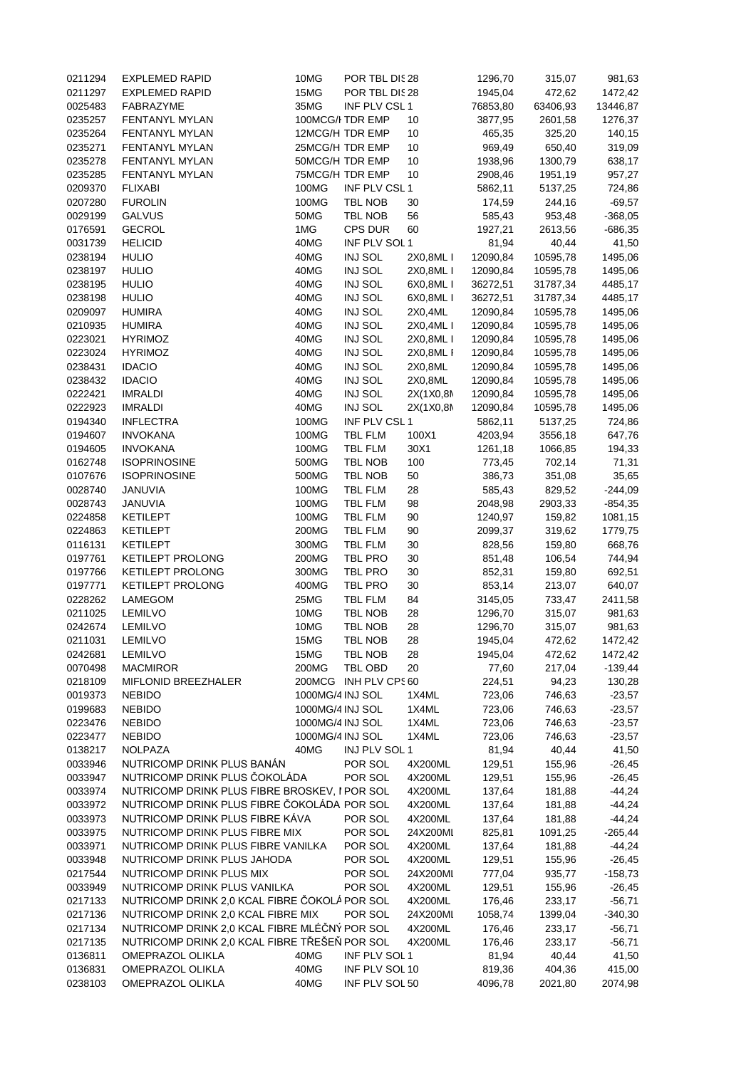| | | | | | | | |
|---|---|---|---|---|---|---|---|
| 0211294 | EXPLEMED RAPID | 10MG | POR TBL DIS 28 | | 1296,70 | 315,07 | 981,63 |
| 0211297 | EXPLEMED RAPID | 15MG | POR TBL DIS 28 | | 1945,04 | 472,62 | 1472,42 |
| 0025483 | FABRAZYME | 35MG | INF PLV CSL 1 | | 76853,80 | 63406,93 | 13446,87 |
| 0235257 | FENTANYL MYLAN | 100MCG/H | TDR EMP | 10 | 3877,95 | 2601,58 | 1276,37 |
| 0235264 | FENTANYL MYLAN | 12MCG/H | TDR EMP | 10 | 465,35 | 325,20 | 140,15 |
| 0235271 | FENTANYL MYLAN | 25MCG/H | TDR EMP | 10 | 969,49 | 650,40 | 319,09 |
| 0235278 | FENTANYL MYLAN | 50MCG/H | TDR EMP | 10 | 1938,96 | 1300,79 | 638,17 |
| 0235285 | FENTANYL MYLAN | 75MCG/H | TDR EMP | 10 | 2908,46 | 1951,19 | 957,27 |
| 0209370 | FLIXABI | 100MG | INF PLV CSL 1 | | 5862,11 | 5137,25 | 724,86 |
| 0207280 | FUROLIN | 100MG | TBL NOB | 30 | 174,59 | 244,16 | -69,57 |
| 0029199 | GALVUS | 50MG | TBL NOB | 56 | 585,43 | 953,48 | -368,05 |
| 0176591 | GECROL | 1MG | CPS DUR | 60 | 1927,21 | 2613,56 | -686,35 |
| 0031739 | HELICID | 40MG | INF PLV SOL 1 | | 81,94 | 40,44 | 41,50 |
| 0238194 | HULIO | 40MG | INJ SOL | 2X0,8ML I | 12090,84 | 10595,78 | 1495,06 |
| 0238197 | HULIO | 40MG | INJ SOL | 2X0,8ML I | 12090,84 | 10595,78 | 1495,06 |
| 0238195 | HULIO | 40MG | INJ SOL | 6X0,8ML I | 36272,51 | 31787,34 | 4485,17 |
| 0238198 | HULIO | 40MG | INJ SOL | 6X0,8ML I | 36272,51 | 31787,34 | 4485,17 |
| 0209097 | HUMIRA | 40MG | INJ SOL | 2X0,4ML | 12090,84 | 10595,78 | 1495,06 |
| 0210935 | HUMIRA | 40MG | INJ SOL | 2X0,4ML I | 12090,84 | 10595,78 | 1495,06 |
| 0223021 | HYRIMOZ | 40MG | INJ SOL | 2X0,8ML I | 12090,84 | 10595,78 | 1495,06 |
| 0223024 | HYRIMOZ | 40MG | INJ SOL | 2X0,8ML I | 12090,84 | 10595,78 | 1495,06 |
| 0238431 | IDACIO | 40MG | INJ SOL | 2X0,8ML | 12090,84 | 10595,78 | 1495,06 |
| 0238432 | IDACIO | 40MG | INJ SOL | 2X0,8ML | 12090,84 | 10595,78 | 1495,06 |
| 0222421 | IMRALDI | 40MG | INJ SOL | 2X(1X0,8M | 12090,84 | 10595,78 | 1495,06 |
| 0222923 | IMRALDI | 40MG | INJ SOL | 2X(1X0,8M | 12090,84 | 10595,78 | 1495,06 |
| 0194340 | INFLECTRA | 100MG | INF PLV CSL 1 | | 5862,11 | 5137,25 | 724,86 |
| 0194607 | INVOKANA | 100MG | TBL FLM | 100X1 | 4203,94 | 3556,18 | 647,76 |
| 0194605 | INVOKANA | 100MG | TBL FLM | 30X1 | 1261,18 | 1066,85 | 194,33 |
| 0162748 | ISOPRINOSINE | 500MG | TBL NOB | 100 | 773,45 | 702,14 | 71,31 |
| 0107676 | ISOPRINOSINE | 500MG | TBL NOB | 50 | 386,73 | 351,08 | 35,65 |
| 0028740 | JANUVIA | 100MG | TBL FLM | 28 | 585,43 | 829,52 | -244,09 |
| 0028743 | JANUVIA | 100MG | TBL FLM | 98 | 2048,98 | 2903,33 | -854,35 |
| 0224858 | KETILEPT | 100MG | TBL FLM | 90 | 1240,97 | 159,82 | 1081,15 |
| 0224863 | KETILEPT | 200MG | TBL FLM | 90 | 2099,37 | 319,62 | 1779,75 |
| 0116131 | KETILEPT | 300MG | TBL FLM | 30 | 828,56 | 159,80 | 668,76 |
| 0197761 | KETILEPT PROLONG | 200MG | TBL PRO | 30 | 851,48 | 106,54 | 744,94 |
| 0197766 | KETILEPT PROLONG | 300MG | TBL PRO | 30 | 852,31 | 159,80 | 692,51 |
| 0197771 | KETILEPT PROLONG | 400MG | TBL PRO | 30 | 853,14 | 213,07 | 640,07 |
| 0228262 | LAMEGOM | 25MG | TBL FLM | 84 | 3145,05 | 733,47 | 2411,58 |
| 0211025 | LEMILVO | 10MG | TBL NOB | 28 | 1296,70 | 315,07 | 981,63 |
| 0242674 | LEMILVO | 10MG | TBL NOB | 28 | 1296,70 | 315,07 | 981,63 |
| 0211031 | LEMILVO | 15MG | TBL NOB | 28 | 1945,04 | 472,62 | 1472,42 |
| 0242681 | LEMILVO | 15MG | TBL NOB | 28 | 1945,04 | 472,62 | 1472,42 |
| 0070498 | MACMIROR | 200MG | TBL OBD | 20 | 77,60 | 217,04 | -139,44 |
| 0218109 | MIFLONID BREEZHALER | 200MCG | INH PLV CPS 60 | | 224,51 | 94,23 | 130,28 |
| 0019373 | NEBIDO | 1000MG/4 | INJ SOL | 1X4ML | 723,06 | 746,63 | -23,57 |
| 0199683 | NEBIDO | 1000MG/4 | INJ SOL | 1X4ML | 723,06 | 746,63 | -23,57 |
| 0223476 | NEBIDO | 1000MG/4 | INJ SOL | 1X4ML | 723,06 | 746,63 | -23,57 |
| 0223477 | NEBIDO | 1000MG/4 | INJ SOL | 1X4ML | 723,06 | 746,63 | -23,57 |
| 0138217 | NOLPAZA | 40MG | INJ PLV SOL 1 | | 81,94 | 40,44 | 41,50 |
| 0033946 | NUTRICOMP DRINK PLUS BANÁN | | POR SOL | 4X200ML | 129,51 | 155,96 | -26,45 |
| 0033947 | NUTRICOMP DRINK PLUS ČOKOLÁDA | | POR SOL | 4X200ML | 129,51 | 155,96 | -26,45 |
| 0033974 | NUTRICOMP DRINK PLUS FIBRE BROSKEV, I | | POR SOL | 4X200ML | 137,64 | 181,88 | -44,24 |
| 0033972 | NUTRICOMP DRINK PLUS FIBRE ČOKOLÁDA | | POR SOL | 4X200ML | 137,64 | 181,88 | -44,24 |
| 0033973 | NUTRICOMP DRINK PLUS FIBRE KÁVA | | POR SOL | 4X200ML | 137,64 | 181,88 | -44,24 |
| 0033975 | NUTRICOMP DRINK PLUS FIBRE MIX | | POR SOL | 24X200ML | 825,81 | 1091,25 | -265,44 |
| 0033971 | NUTRICOMP DRINK PLUS FIBRE VANILKA | | POR SOL | 4X200ML | 137,64 | 181,88 | -44,24 |
| 0033948 | NUTRICOMP DRINK PLUS JAHODA | | POR SOL | 4X200ML | 129,51 | 155,96 | -26,45 |
| 0217544 | NUTRICOMP DRINK PLUS MIX | | POR SOL | 24X200ML | 777,04 | 935,77 | -158,73 |
| 0033949 | NUTRICOMP DRINK PLUS VANILKA | | POR SOL | 4X200ML | 129,51 | 155,96 | -26,45 |
| 0217133 | NUTRICOMP DRINK 2,0 KCAL FIBRE ČOKOLÁ | | POR SOL | 4X200ML | 176,46 | 233,17 | -56,71 |
| 0217136 | NUTRICOMP DRINK 2,0 KCAL FIBRE MIX | | POR SOL | 24X200ML | 1058,74 | 1399,04 | -340,30 |
| 0217134 | NUTRICOMP DRINK 2,0 KCAL FIBRE MLÉČNÝ | | POR SOL | 4X200ML | 176,46 | 233,17 | -56,71 |
| 0217135 | NUTRICOMP DRINK 2,0 KCAL FIBRE TŘEŠEŇ | | POR SOL | 4X200ML | 176,46 | 233,17 | -56,71 |
| 0136811 | OMEPRAZOL OLIKLA | 40MG | INF PLV SOL 1 | | 81,94 | 40,44 | 41,50 |
| 0136831 | OMEPRAZOL OLIKLA | 40MG | INF PLV SOL 10 | | 819,36 | 404,36 | 415,00 |
| 0238103 | OMEPRAZOL OLIKLA | 40MG | INF PLV SOL 50 | | 4096,78 | 2021,80 | 2074,98 |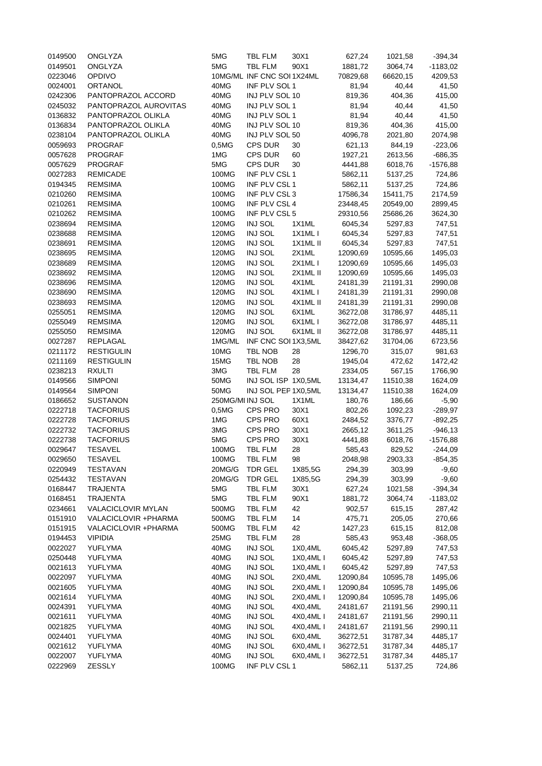| | | | | | | | |
|---|---|---|---|---|---|---|---|
| 0149500 | ONGLYZA | 5MG | TBL FLM | 30X1 | 627,24 | 1021,58 | -394,34 |
| 0149501 | ONGLYZA | 5MG | TBL FLM | 90X1 | 1881,72 | 3064,74 | -1183,02 |
| 0223046 | OPDIVO | 10MG/ML | INF CNC SOI | 1X24ML | 70829,68 | 66620,15 | 4209,53 |
| 0024001 | ORTANOL | 40MG | INF PLV SOL | 1 | 81,94 | 40,44 | 41,50 |
| 0242306 | PANTOPRAZOL ACCORD | 40MG | INJ PLV SOL | 10 | 819,36 | 404,36 | 415,00 |
| 0245032 | PANTOPRAZOL AUROVITAS | 40MG | INJ PLV SOL | 1 | 81,94 | 40,44 | 41,50 |
| 0136832 | PANTOPRAZOL OLIKLA | 40MG | INJ PLV SOL | 1 | 81,94 | 40,44 | 41,50 |
| 0136834 | PANTOPRAZOL OLIKLA | 40MG | INJ PLV SOL | 10 | 819,36 | 404,36 | 415,00 |
| 0238104 | PANTOPRAZOL OLIKLA | 40MG | INJ PLV SOL | 50 | 4096,78 | 2021,80 | 2074,98 |
| 0059693 | PROGRAF | 0,5MG | CPS DUR | 30 | 621,13 | 844,19 | -223,06 |
| 0057628 | PROGRAF | 1MG | CPS DUR | 60 | 1927,21 | 2613,56 | -686,35 |
| 0057629 | PROGRAF | 5MG | CPS DUR | 30 | 4441,88 | 6018,76 | -1576,88 |
| 0027283 | REMICADE | 100MG | INF PLV CSL | 1 | 5862,11 | 5137,25 | 724,86 |
| 0194345 | REMSIMA | 100MG | INF PLV CSL | 1 | 5862,11 | 5137,25 | 724,86 |
| 0210260 | REMSIMA | 100MG | INF PLV CSL | 3 | 17586,34 | 15411,75 | 2174,59 |
| 0210261 | REMSIMA | 100MG | INF PLV CSL | 4 | 23448,45 | 20549,00 | 2899,45 |
| 0210262 | REMSIMA | 100MG | INF PLV CSL | 5 | 29310,56 | 25686,26 | 3624,30 |
| 0238694 | REMSIMA | 120MG | INJ SOL | 1X1ML | 6045,34 | 5297,83 | 747,51 |
| 0238688 | REMSIMA | 120MG | INJ SOL | 1X1ML I | 6045,34 | 5297,83 | 747,51 |
| 0238691 | REMSIMA | 120MG | INJ SOL | 1X1ML II | 6045,34 | 5297,83 | 747,51 |
| 0238695 | REMSIMA | 120MG | INJ SOL | 2X1ML | 12090,69 | 10595,66 | 1495,03 |
| 0238689 | REMSIMA | 120MG | INJ SOL | 2X1ML I | 12090,69 | 10595,66 | 1495,03 |
| 0238692 | REMSIMA | 120MG | INJ SOL | 2X1ML II | 12090,69 | 10595,66 | 1495,03 |
| 0238696 | REMSIMA | 120MG | INJ SOL | 4X1ML | 24181,39 | 21191,31 | 2990,08 |
| 0238690 | REMSIMA | 120MG | INJ SOL | 4X1ML I | 24181,39 | 21191,31 | 2990,08 |
| 0238693 | REMSIMA | 120MG | INJ SOL | 4X1ML II | 24181,39 | 21191,31 | 2990,08 |
| 0255051 | REMSIMA | 120MG | INJ SOL | 6X1ML | 36272,08 | 31786,97 | 4485,11 |
| 0255049 | REMSIMA | 120MG | INJ SOL | 6X1ML I | 36272,08 | 31786,97 | 4485,11 |
| 0255050 | REMSIMA | 120MG | INJ SOL | 6X1ML II | 36272,08 | 31786,97 | 4485,11 |
| 0027287 | REPLAGAL | 1MG/ML | INF CNC SOI | 1X3,5ML | 38427,62 | 31704,06 | 6723,56 |
| 0211172 | RESTIGULIN | 10MG | TBL NOB | 28 | 1296,70 | 315,07 | 981,63 |
| 0211169 | RESTIGULIN | 15MG | TBL NOB | 28 | 1945,04 | 472,62 | 1472,42 |
| 0238213 | RXULTI | 3MG | TBL FLM | 28 | 2334,05 | 567,15 | 1766,90 |
| 0149566 | SIMPONI | 50MG | INJ SOL ISP | 1X0,5ML | 13134,47 | 11510,38 | 1624,09 |
| 0149564 | SIMPONI | 50MG | INJ SOL PEF | 1X0,5ML | 13134,47 | 11510,38 | 1624,09 |
| 0186652 | SUSTANON | 250MG/MI | INJ SOL | 1X1ML | 180,76 | 186,66 | -5,90 |
| 0222718 | TACFORIUS | 0,5MG | CPS PRO | 30X1 | 802,26 | 1092,23 | -289,97 |
| 0222728 | TACFORIUS | 1MG | CPS PRO | 60X1 | 2484,52 | 3376,77 | -892,25 |
| 0222732 | TACFORIUS | 3MG | CPS PRO | 30X1 | 2665,12 | 3611,25 | -946,13 |
| 0222738 | TACFORIUS | 5MG | CPS PRO | 30X1 | 4441,88 | 6018,76 | -1576,88 |
| 0029647 | TESAVEL | 100MG | TBL FLM | 28 | 585,43 | 829,52 | -244,09 |
| 0029650 | TESAVEL | 100MG | TBL FLM | 98 | 2048,98 | 2903,33 | -854,35 |
| 0220949 | TESTAVAN | 20MG/G | TDR GEL | 1X85,5G | 294,39 | 303,99 | -9,60 |
| 0254432 | TESTAVAN | 20MG/G | TDR GEL | 1X85,5G | 294,39 | 303,99 | -9,60 |
| 0168447 | TRAJENTA | 5MG | TBL FLM | 30X1 | 627,24 | 1021,58 | -394,34 |
| 0168451 | TRAJENTA | 5MG | TBL FLM | 90X1 | 1881,72 | 3064,74 | -1183,02 |
| 0234661 | VALACICLOVIR MYLAN | 500MG | TBL FLM | 42 | 902,57 | 615,15 | 287,42 |
| 0151910 | VALACICLOVIR +PHARMA | 500MG | TBL FLM | 14 | 475,71 | 205,05 | 270,66 |
| 0151915 | VALACICLOVIR +PHARMA | 500MG | TBL FLM | 42 | 1427,23 | 615,15 | 812,08 |
| 0194453 | VIPIDIA | 25MG | TBL FLM | 28 | 585,43 | 953,48 | -368,05 |
| 0022027 | YUFLYMA | 40MG | INJ SOL | 1X0,4ML | 6045,42 | 5297,89 | 747,53 |
| 0250448 | YUFLYMA | 40MG | INJ SOL | 1X0,4ML I | 6045,42 | 5297,89 | 747,53 |
| 0021613 | YUFLYMA | 40MG | INJ SOL | 1X0,4ML I | 6045,42 | 5297,89 | 747,53 |
| 0022097 | YUFLYMA | 40MG | INJ SOL | 2X0,4ML | 12090,84 | 10595,78 | 1495,06 |
| 0021605 | YUFLYMA | 40MG | INJ SOL | 2X0,4ML I | 12090,84 | 10595,78 | 1495,06 |
| 0021614 | YUFLYMA | 40MG | INJ SOL | 2X0,4ML I | 12090,84 | 10595,78 | 1495,06 |
| 0024391 | YUFLYMA | 40MG | INJ SOL | 4X0,4ML | 24181,67 | 21191,56 | 2990,11 |
| 0021611 | YUFLYMA | 40MG | INJ SOL | 4X0,4ML I | 24181,67 | 21191,56 | 2990,11 |
| 0021825 | YUFLYMA | 40MG | INJ SOL | 4X0,4ML I | 24181,67 | 21191,56 | 2990,11 |
| 0024401 | YUFLYMA | 40MG | INJ SOL | 6X0,4ML | 36272,51 | 31787,34 | 4485,17 |
| 0021612 | YUFLYMA | 40MG | INJ SOL | 6X0,4ML I | 36272,51 | 31787,34 | 4485,17 |
| 0022007 | YUFLYMA | 40MG | INJ SOL | 6X0,4ML I | 36272,51 | 31787,34 | 4485,17 |
| 0222969 | ZESSLY | 100MG | INF PLV CSL | 1 | 5862,11 | 5137,25 | 724,86 |